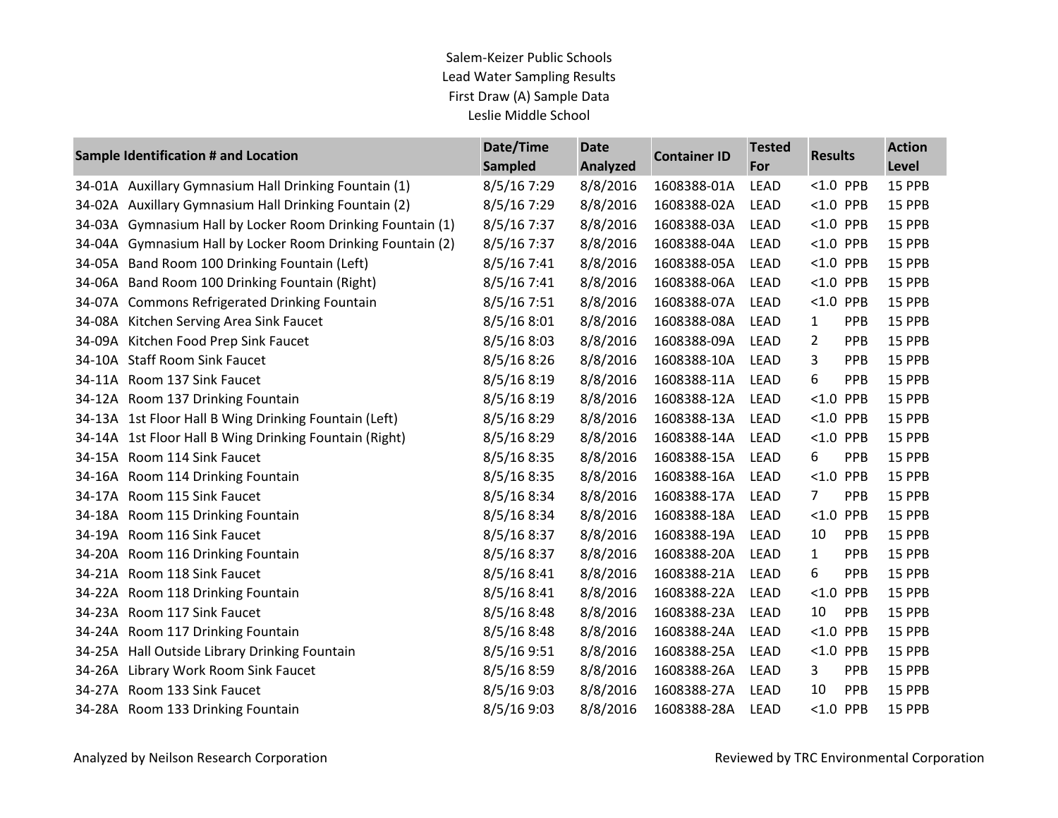Salem-Keizer Public Schools
Lead Water Sampling Results
First Draw (A) Sample Data
Leslie Middle School

| Sample Identification # and Location | Date/Time Sampled | Date Analyzed | Container ID | Tested For | Results | Action Level |
|---|---|---|---|---|---|---|
| 34-01A Auxillary Gymnasium Hall Drinking Fountain (1) | 8/5/16 7:29 | 8/8/2016 | 1608388-01A | LEAD | <1.0 PPB | 15 PPB |
| 34-02A Auxillary Gymnasium Hall Drinking Fountain (2) | 8/5/16 7:29 | 8/8/2016 | 1608388-02A | LEAD | <1.0 PPB | 15 PPB |
| 34-03A Gymnasium Hall by Locker Room Drinking Fountain (1) | 8/5/16 7:37 | 8/8/2016 | 1608388-03A | LEAD | <1.0 PPB | 15 PPB |
| 34-04A Gymnasium Hall by Locker Room Drinking Fountain (2) | 8/5/16 7:37 | 8/8/2016 | 1608388-04A | LEAD | <1.0 PPB | 15 PPB |
| 34-05A Band Room 100 Drinking Fountain (Left) | 8/5/16 7:41 | 8/8/2016 | 1608388-05A | LEAD | <1.0 PPB | 15 PPB |
| 34-06A Band Room 100 Drinking Fountain (Right) | 8/5/16 7:41 | 8/8/2016 | 1608388-06A | LEAD | <1.0 PPB | 15 PPB |
| 34-07A Commons Refrigerated Drinking Fountain | 8/5/16 7:51 | 8/8/2016 | 1608388-07A | LEAD | <1.0 PPB | 15 PPB |
| 34-08A Kitchen Serving Area Sink Faucet | 8/5/16 8:01 | 8/8/2016 | 1608388-08A | LEAD | 1 PPB | 15 PPB |
| 34-09A Kitchen Food Prep Sink Faucet | 8/5/16 8:03 | 8/8/2016 | 1608388-09A | LEAD | 2 PPB | 15 PPB |
| 34-10A Staff Room Sink Faucet | 8/5/16 8:26 | 8/8/2016 | 1608388-10A | LEAD | 3 PPB | 15 PPB |
| 34-11A Room 137 Sink Faucet | 8/5/16 8:19 | 8/8/2016 | 1608388-11A | LEAD | 6 PPB | 15 PPB |
| 34-12A Room 137 Drinking Fountain | 8/5/16 8:19 | 8/8/2016 | 1608388-12A | LEAD | <1.0 PPB | 15 PPB |
| 34-13A 1st Floor Hall B Wing Drinking Fountain (Left) | 8/5/16 8:29 | 8/8/2016 | 1608388-13A | LEAD | <1.0 PPB | 15 PPB |
| 34-14A 1st Floor Hall B Wing Drinking Fountain (Right) | 8/5/16 8:29 | 8/8/2016 | 1608388-14A | LEAD | <1.0 PPB | 15 PPB |
| 34-15A Room 114 Sink Faucet | 8/5/16 8:35 | 8/8/2016 | 1608388-15A | LEAD | 6 PPB | 15 PPB |
| 34-16A Room 114 Drinking Fountain | 8/5/16 8:35 | 8/8/2016 | 1608388-16A | LEAD | <1.0 PPB | 15 PPB |
| 34-17A Room 115 Sink Faucet | 8/5/16 8:34 | 8/8/2016 | 1608388-17A | LEAD | 7 PPB | 15 PPB |
| 34-18A Room 115 Drinking Fountain | 8/5/16 8:34 | 8/8/2016 | 1608388-18A | LEAD | <1.0 PPB | 15 PPB |
| 34-19A Room 116 Sink Faucet | 8/5/16 8:37 | 8/8/2016 | 1608388-19A | LEAD | 10 PPB | 15 PPB |
| 34-20A Room 116 Drinking Fountain | 8/5/16 8:37 | 8/8/2016 | 1608388-20A | LEAD | 1 PPB | 15 PPB |
| 34-21A Room 118 Sink Faucet | 8/5/16 8:41 | 8/8/2016 | 1608388-21A | LEAD | 6 PPB | 15 PPB |
| 34-22A Room 118 Drinking Fountain | 8/5/16 8:41 | 8/8/2016 | 1608388-22A | LEAD | <1.0 PPB | 15 PPB |
| 34-23A Room 117 Sink Faucet | 8/5/16 8:48 | 8/8/2016 | 1608388-23A | LEAD | 10 PPB | 15 PPB |
| 34-24A Room 117 Drinking Fountain | 8/5/16 8:48 | 8/8/2016 | 1608388-24A | LEAD | <1.0 PPB | 15 PPB |
| 34-25A Hall Outside Library Drinking Fountain | 8/5/16 9:51 | 8/8/2016 | 1608388-25A | LEAD | <1.0 PPB | 15 PPB |
| 34-26A Library Work Room Sink Faucet | 8/5/16 8:59 | 8/8/2016 | 1608388-26A | LEAD | 3 PPB | 15 PPB |
| 34-27A Room 133 Sink Faucet | 8/5/16 9:03 | 8/8/2016 | 1608388-27A | LEAD | 10 PPB | 15 PPB |
| 34-28A Room 133 Drinking Fountain | 8/5/16 9:03 | 8/8/2016 | 1608388-28A | LEAD | <1.0 PPB | 15 PPB |

Analyzed by Neilson Research Corporation

Reviewed by TRC Environmental Corporation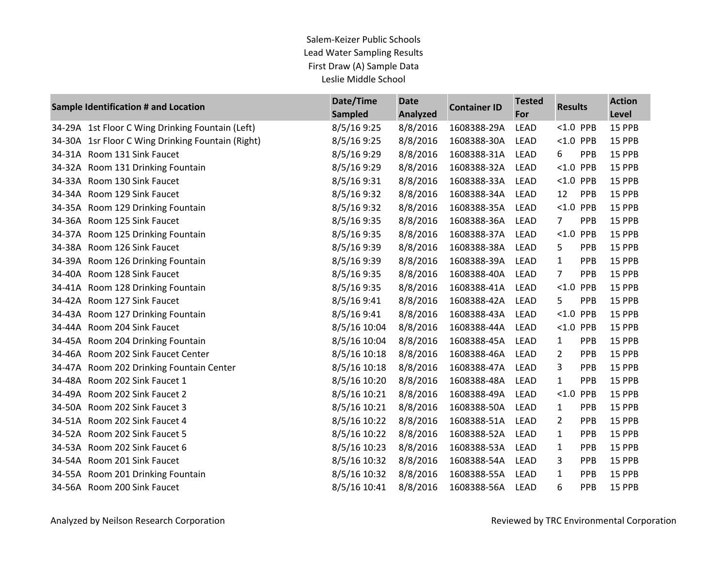Salem-Keizer Public Schools
Lead Water Sampling Results
First Draw (A) Sample Data
Leslie Middle School

| Sample Identification # and Location | Date/Time Sampled | Date Analyzed | Container ID | Tested For | Results | | Action Level |
|---|---|---|---|---|---|---|---|
| 34-29A 1st Floor C Wing Drinking Fountain (Left) | 8/5/16 9:25 | 8/8/2016 | 1608388-29A | LEAD | <1.0 | PPB | 15 PPB |
| 34-30A 1sr Floor C Wing Drinking Fountain (Right) | 8/5/16 9:25 | 8/8/2016 | 1608388-30A | LEAD | <1.0 | PPB | 15 PPB |
| 34-31A Room 131 Sink Faucet | 8/5/16 9:29 | 8/8/2016 | 1608388-31A | LEAD | 6 | PPB | 15 PPB |
| 34-32A Room 131 Drinking Fountain | 8/5/16 9:29 | 8/8/2016 | 1608388-32A | LEAD | <1.0 | PPB | 15 PPB |
| 34-33A Room 130 Sink Faucet | 8/5/16 9:31 | 8/8/2016 | 1608388-33A | LEAD | <1.0 | PPB | 15 PPB |
| 34-34A Room 129 Sink Faucet | 8/5/16 9:32 | 8/8/2016 | 1608388-34A | LEAD | 12 | PPB | 15 PPB |
| 34-35A Room 129 Drinking Fountain | 8/5/16 9:32 | 8/8/2016 | 1608388-35A | LEAD | <1.0 | PPB | 15 PPB |
| 34-36A Room 125 Sink Faucet | 8/5/16 9:35 | 8/8/2016 | 1608388-36A | LEAD | 7 | PPB | 15 PPB |
| 34-37A Room 125 Drinking Fountain | 8/5/16 9:35 | 8/8/2016 | 1608388-37A | LEAD | <1.0 | PPB | 15 PPB |
| 34-38A Room 126 Sink Faucet | 8/5/16 9:39 | 8/8/2016 | 1608388-38A | LEAD | 5 | PPB | 15 PPB |
| 34-39A Room 126 Drinking Fountain | 8/5/16 9:39 | 8/8/2016 | 1608388-39A | LEAD | 1 | PPB | 15 PPB |
| 34-40A Room 128 Sink Faucet | 8/5/16 9:35 | 8/8/2016 | 1608388-40A | LEAD | 7 | PPB | 15 PPB |
| 34-41A Room 128 Drinking Fountain | 8/5/16 9:35 | 8/8/2016 | 1608388-41A | LEAD | <1.0 | PPB | 15 PPB |
| 34-42A Room 127 Sink Faucet | 8/5/16 9:41 | 8/8/2016 | 1608388-42A | LEAD | 5 | PPB | 15 PPB |
| 34-43A Room 127 Drinking Fountain | 8/5/16 9:41 | 8/8/2016 | 1608388-43A | LEAD | <1.0 | PPB | 15 PPB |
| 34-44A Room 204 Sink Faucet | 8/5/16 10:04 | 8/8/2016 | 1608388-44A | LEAD | <1.0 | PPB | 15 PPB |
| 34-45A Room 204 Drinking Fountain | 8/5/16 10:04 | 8/8/2016 | 1608388-45A | LEAD | 1 | PPB | 15 PPB |
| 34-46A Room 202 Sink Faucet Center | 8/5/16 10:18 | 8/8/2016 | 1608388-46A | LEAD | 2 | PPB | 15 PPB |
| 34-47A Room 202 Drinking Fountain Center | 8/5/16 10:18 | 8/8/2016 | 1608388-47A | LEAD | 3 | PPB | 15 PPB |
| 34-48A Room 202 Sink Faucet 1 | 8/5/16 10:20 | 8/8/2016 | 1608388-48A | LEAD | 1 | PPB | 15 PPB |
| 34-49A Room 202 Sink Faucet 2 | 8/5/16 10:21 | 8/8/2016 | 1608388-49A | LEAD | <1.0 | PPB | 15 PPB |
| 34-50A Room 202 Sink Faucet 3 | 8/5/16 10:21 | 8/8/2016 | 1608388-50A | LEAD | 1 | PPB | 15 PPB |
| 34-51A Room 202 Sink Faucet 4 | 8/5/16 10:22 | 8/8/2016 | 1608388-51A | LEAD | 2 | PPB | 15 PPB |
| 34-52A Room 202 Sink Faucet 5 | 8/5/16 10:22 | 8/8/2016 | 1608388-52A | LEAD | 1 | PPB | 15 PPB |
| 34-53A Room 202 Sink Faucet 6 | 8/5/16 10:23 | 8/8/2016 | 1608388-53A | LEAD | 1 | PPB | 15 PPB |
| 34-54A Room 201 Sink Faucet | 8/5/16 10:32 | 8/8/2016 | 1608388-54A | LEAD | 3 | PPB | 15 PPB |
| 34-55A Room 201 Drinking Fountain | 8/5/16 10:32 | 8/8/2016 | 1608388-55A | LEAD | 1 | PPB | 15 PPB |
| 34-56A Room 200 Sink Faucet | 8/5/16 10:41 | 8/8/2016 | 1608388-56A | LEAD | 6 | PPB | 15 PPB |

Analyzed by Neilson Research Corporation

Reviewed by TRC Environmental Corporation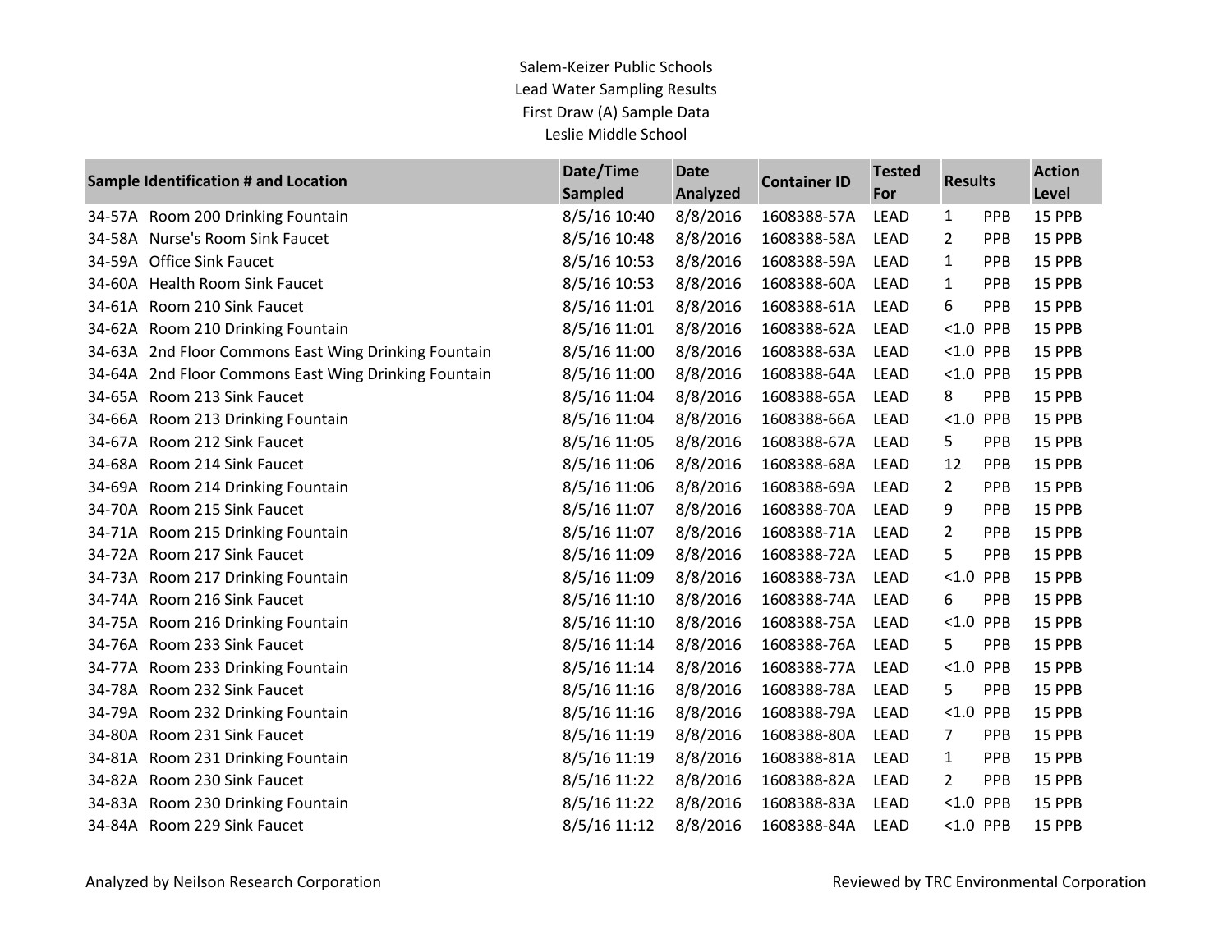Salem-Keizer Public Schools
Lead Water Sampling Results
First Draw (A) Sample Data
Leslie Middle School

| Sample Identification # and Location | Date/Time Sampled | Date Analyzed | Container ID | Tested For | Results | | Action Level |
|---|---|---|---|---|---|---|---|
| 34-57A Room 200 Drinking Fountain | 8/5/16 10:40 | 8/8/2016 | 1608388-57A | LEAD | 1 | PPB | 15 PPB |
| 34-58A Nurse's Room Sink Faucet | 8/5/16 10:48 | 8/8/2016 | 1608388-58A | LEAD | 2 | PPB | 15 PPB |
| 34-59A Office Sink Faucet | 8/5/16 10:53 | 8/8/2016 | 1608388-59A | LEAD | 1 | PPB | 15 PPB |
| 34-60A Health Room Sink Faucet | 8/5/16 10:53 | 8/8/2016 | 1608388-60A | LEAD | 1 | PPB | 15 PPB |
| 34-61A Room 210 Sink Faucet | 8/5/16 11:01 | 8/8/2016 | 1608388-61A | LEAD | 6 | PPB | 15 PPB |
| 34-62A Room 210 Drinking Fountain | 8/5/16 11:01 | 8/8/2016 | 1608388-62A | LEAD | <1.0 | PPB | 15 PPB |
| 34-63A 2nd Floor Commons East Wing Drinking Fountain | 8/5/16 11:00 | 8/8/2016 | 1608388-63A | LEAD | <1.0 | PPB | 15 PPB |
| 34-64A 2nd Floor Commons East Wing Drinking Fountain | 8/5/16 11:00 | 8/8/2016 | 1608388-64A | LEAD | <1.0 | PPB | 15 PPB |
| 34-65A Room 213 Sink Faucet | 8/5/16 11:04 | 8/8/2016 | 1608388-65A | LEAD | 8 | PPB | 15 PPB |
| 34-66A Room 213 Drinking Fountain | 8/5/16 11:04 | 8/8/2016 | 1608388-66A | LEAD | <1.0 | PPB | 15 PPB |
| 34-67A Room 212 Sink Faucet | 8/5/16 11:05 | 8/8/2016 | 1608388-67A | LEAD | 5 | PPB | 15 PPB |
| 34-68A Room 214 Sink Faucet | 8/5/16 11:06 | 8/8/2016 | 1608388-68A | LEAD | 12 | PPB | 15 PPB |
| 34-69A Room 214 Drinking Fountain | 8/5/16 11:06 | 8/8/2016 | 1608388-69A | LEAD | 2 | PPB | 15 PPB |
| 34-70A Room 215 Sink Faucet | 8/5/16 11:07 | 8/8/2016 | 1608388-70A | LEAD | 9 | PPB | 15 PPB |
| 34-71A Room 215 Drinking Fountain | 8/5/16 11:07 | 8/8/2016 | 1608388-71A | LEAD | 2 | PPB | 15 PPB |
| 34-72A Room 217 Sink Faucet | 8/5/16 11:09 | 8/8/2016 | 1608388-72A | LEAD | 5 | PPB | 15 PPB |
| 34-73A Room 217 Drinking Fountain | 8/5/16 11:09 | 8/8/2016 | 1608388-73A | LEAD | <1.0 | PPB | 15 PPB |
| 34-74A Room 216 Sink Faucet | 8/5/16 11:10 | 8/8/2016 | 1608388-74A | LEAD | 6 | PPB | 15 PPB |
| 34-75A Room 216 Drinking Fountain | 8/5/16 11:10 | 8/8/2016 | 1608388-75A | LEAD | <1.0 | PPB | 15 PPB |
| 34-76A Room 233 Sink Faucet | 8/5/16 11:14 | 8/8/2016 | 1608388-76A | LEAD | 5 | PPB | 15 PPB |
| 34-77A Room 233 Drinking Fountain | 8/5/16 11:14 | 8/8/2016 | 1608388-77A | LEAD | <1.0 | PPB | 15 PPB |
| 34-78A Room 232 Sink Faucet | 8/5/16 11:16 | 8/8/2016 | 1608388-78A | LEAD | 5 | PPB | 15 PPB |
| 34-79A Room 232 Drinking Fountain | 8/5/16 11:16 | 8/8/2016 | 1608388-79A | LEAD | <1.0 | PPB | 15 PPB |
| 34-80A Room 231 Sink Faucet | 8/5/16 11:19 | 8/8/2016 | 1608388-80A | LEAD | 7 | PPB | 15 PPB |
| 34-81A Room 231 Drinking Fountain | 8/5/16 11:19 | 8/8/2016 | 1608388-81A | LEAD | 1 | PPB | 15 PPB |
| 34-82A Room 230 Sink Faucet | 8/5/16 11:22 | 8/8/2016 | 1608388-82A | LEAD | 2 | PPB | 15 PPB |
| 34-83A Room 230 Drinking Fountain | 8/5/16 11:22 | 8/8/2016 | 1608388-83A | LEAD | <1.0 | PPB | 15 PPB |
| 34-84A Room 229 Sink Faucet | 8/5/16 11:12 | 8/8/2016 | 1608388-84A | LEAD | <1.0 | PPB | 15 PPB |

Analyzed by Neilson Research Corporation

Reviewed by TRC Environmental Corporation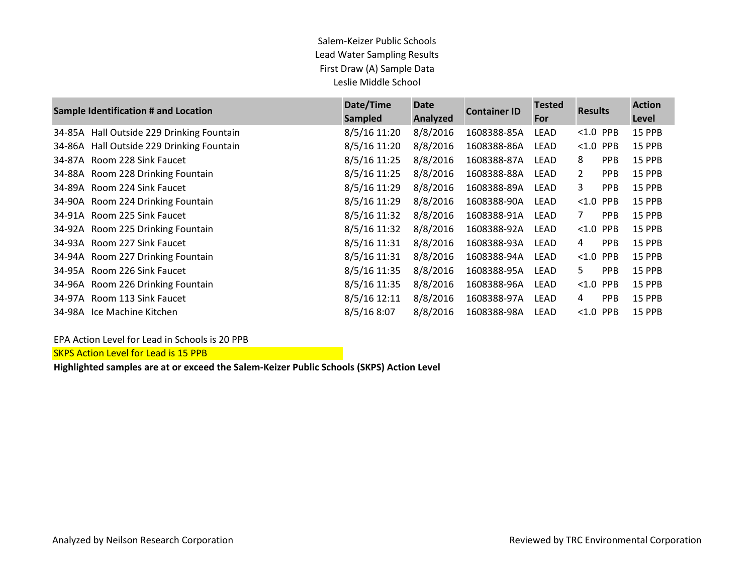Salem-Keizer Public Schools
Lead Water Sampling Results
First Draw (A) Sample Data
Leslie Middle School

| Sample Identification # and Location | Date/Time Sampled | Date Analyzed | Container ID | Tested For | Results | Action Level |
|---|---|---|---|---|---|---|
| 34-85A Hall Outside 229 Drinking Fountain | 8/5/16 11:20 | 8/8/2016 | 1608388-85A | LEAD | <1.0 PPB | 15 PPB |
| 34-86A Hall Outside 229 Drinking Fountain | 8/5/16 11:20 | 8/8/2016 | 1608388-86A | LEAD | <1.0 PPB | 15 PPB |
| 34-87A Room 228 Sink Faucet | 8/5/16 11:25 | 8/8/2016 | 1608388-87A | LEAD | 8 PPB | 15 PPB |
| 34-88A Room 228 Drinking Fountain | 8/5/16 11:25 | 8/8/2016 | 1608388-88A | LEAD | 2 PPB | 15 PPB |
| 34-89A Room 224 Sink Faucet | 8/5/16 11:29 | 8/8/2016 | 1608388-89A | LEAD | 3 PPB | 15 PPB |
| 34-90A Room 224 Drinking Fountain | 8/5/16 11:29 | 8/8/2016 | 1608388-90A | LEAD | <1.0 PPB | 15 PPB |
| 34-91A Room 225 Sink Faucet | 8/5/16 11:32 | 8/8/2016 | 1608388-91A | LEAD | 7 PPB | 15 PPB |
| 34-92A Room 225 Drinking Fountain | 8/5/16 11:32 | 8/8/2016 | 1608388-92A | LEAD | <1.0 PPB | 15 PPB |
| 34-93A Room 227 Sink Faucet | 8/5/16 11:31 | 8/8/2016 | 1608388-93A | LEAD | 4 PPB | 15 PPB |
| 34-94A Room 227 Drinking Fountain | 8/5/16 11:31 | 8/8/2016 | 1608388-94A | LEAD | <1.0 PPB | 15 PPB |
| 34-95A Room 226 Sink Faucet | 8/5/16 11:35 | 8/8/2016 | 1608388-95A | LEAD | 5 PPB | 15 PPB |
| 34-96A Room 226 Drinking Fountain | 8/5/16 11:35 | 8/8/2016 | 1608388-96A | LEAD | <1.0 PPB | 15 PPB |
| 34-97A Room 113 Sink Faucet | 8/5/16 12:11 | 8/8/2016 | 1608388-97A | LEAD | 4 PPB | 15 PPB |
| 34-98A Ice Machine Kitchen | 8/5/16 8:07 | 8/8/2016 | 1608388-98A | LEAD | <1.0 PPB | 15 PPB |

EPA Action Level for Lead in Schools is 20 PPB

SKPS Action Level for Lead is 15 PPB

**Highlighted samples are at or exceed the Salem-Keizer Public Schools (SKPS) Action Level**

Analyzed by Neilson Research Corporation

Reviewed by TRC Environmental Corporation